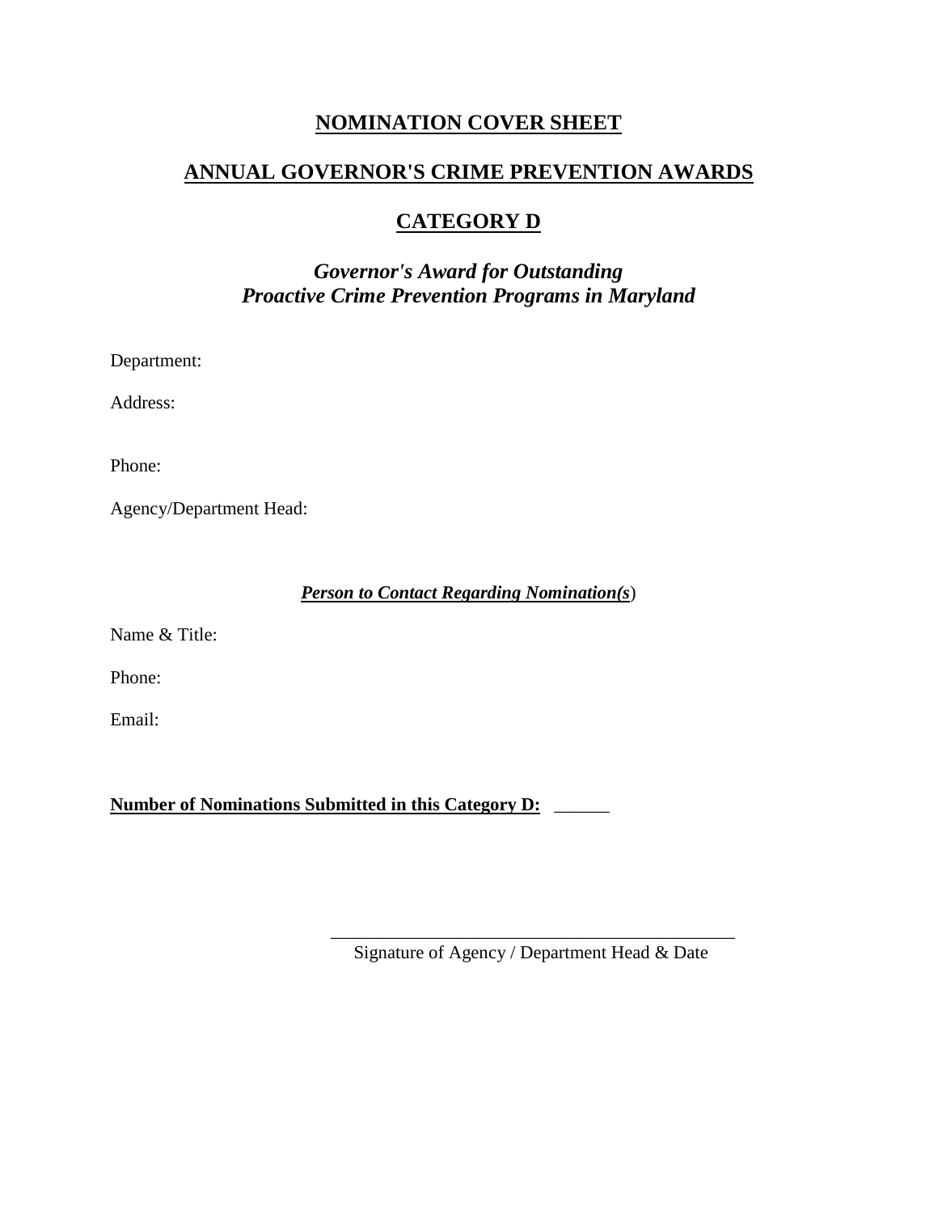# NOMINATION COVER SHEET

## ANNUAL GOVERNOR'S CRIME PREVENTION AWARDS

## CATEGORY D

***Governor's Award for Outstanding Proactive Crime Prevention Programs in Maryland***

Department:

Address:

Phone:

Agency/Department Head:

***Person to Contact Regarding Nomination(s***)

Name & Title:

Phone:

Email:

**Number of Nominations Submitted in this Category D:** ______

_____________________________________________
Signature of Agency / Department Head & Date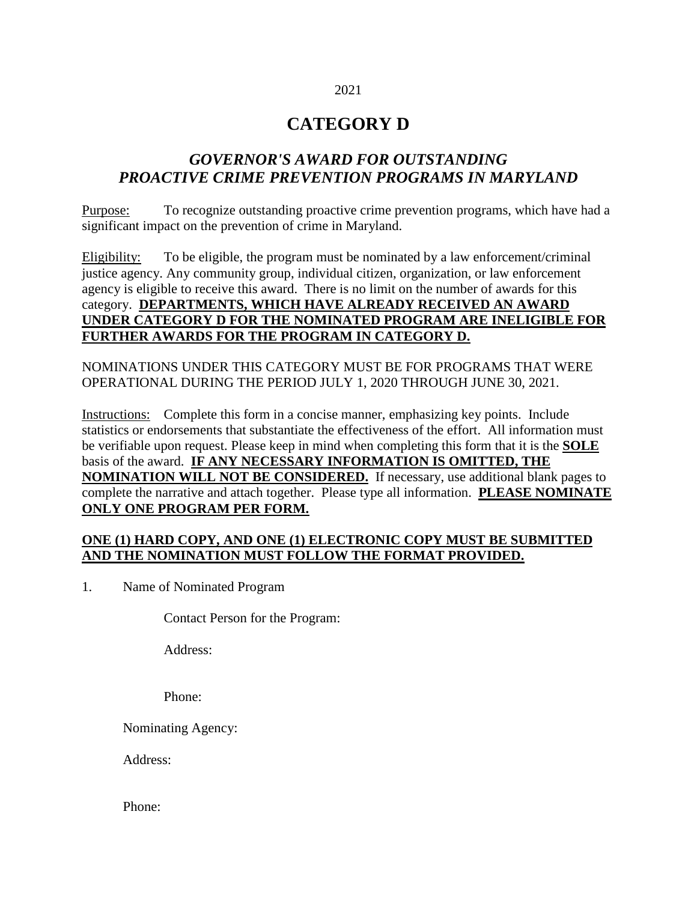2021

# CATEGORY D

## *GOVERNOR'S AWARD FOR OUTSTANDING PROACTIVE CRIME PREVENTION PROGRAMS IN MARYLAND*

Purpose: To recognize outstanding proactive crime prevention programs, which have had a significant impact on the prevention of crime in Maryland.

Eligibility: To be eligible, the program must be nominated by a law enforcement/criminal justice agency. Any community group, individual citizen, organization, or law enforcement agency is eligible to receive this award. There is no limit on the number of awards for this category. **DEPARTMENTS, WHICH HAVE ALREADY RECEIVED AN AWARD UNDER CATEGORY D FOR THE NOMINATED PROGRAM ARE INELIGIBLE FOR FURTHER AWARDS FOR THE PROGRAM IN CATEGORY D.**

NOMINATIONS UNDER THIS CATEGORY MUST BE FOR PROGRAMS THAT WERE OPERATIONAL DURING THE PERIOD JULY 1, 2020 THROUGH JUNE 30, 2021.

Instructions: Complete this form in a concise manner, emphasizing key points. Include statistics or endorsements that substantiate the effectiveness of the effort. All information must be verifiable upon request. Please keep in mind when completing this form that it is the **SOLE** basis of the award. **IF ANY NECESSARY INFORMATION IS OMITTED, THE NOMINATION WILL NOT BE CONSIDERED.** If necessary, use additional blank pages to complete the narrative and attach together. Please type all information. **PLEASE NOMINATE ONLY ONE PROGRAM PER FORM.**

**ONE (1) HARD COPY, AND ONE (1) ELECTRONIC COPY MUST BE SUBMITTED AND THE NOMINATION MUST FOLLOW THE FORMAT PROVIDED.**

1. Name of Nominated Program

    Contact Person for the Program:

    Address:

    Phone:

   Nominating Agency:

   Address:

   Phone: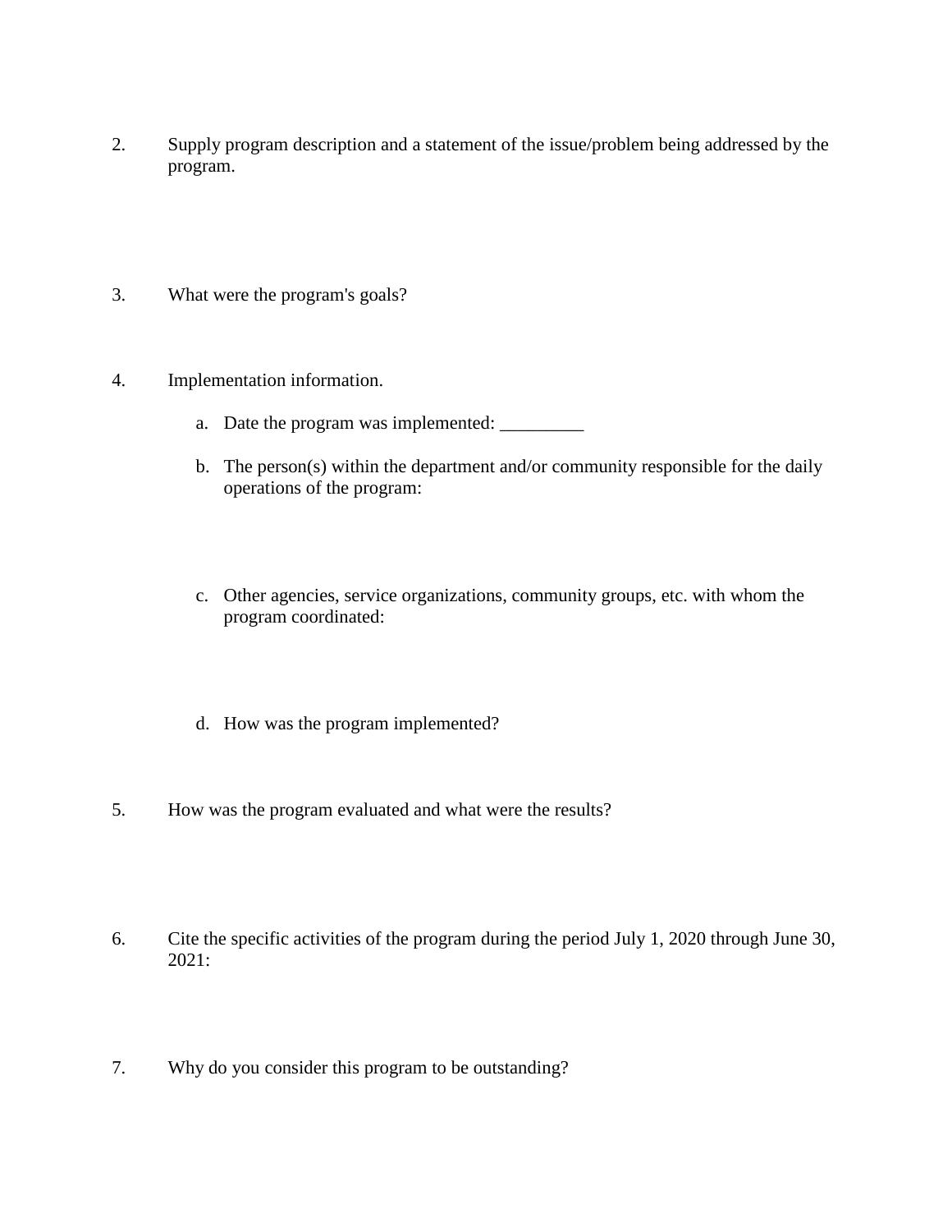2. Supply program description and a statement of the issue/problem being addressed by the program.

3. What were the program's goals?

4. Implementation information.

   a. Date the program was implemented: _________

   b. The person(s) within the department and/or community responsible for the daily operations of the program:

   c. Other agencies, service organizations, community groups, etc. with whom the program coordinated:

   d. How was the program implemented?

5. How was the program evaluated and what were the results?

6. Cite the specific activities of the program during the period July 1, 2020 through June 30, 2021:

7. Why do you consider this program to be outstanding?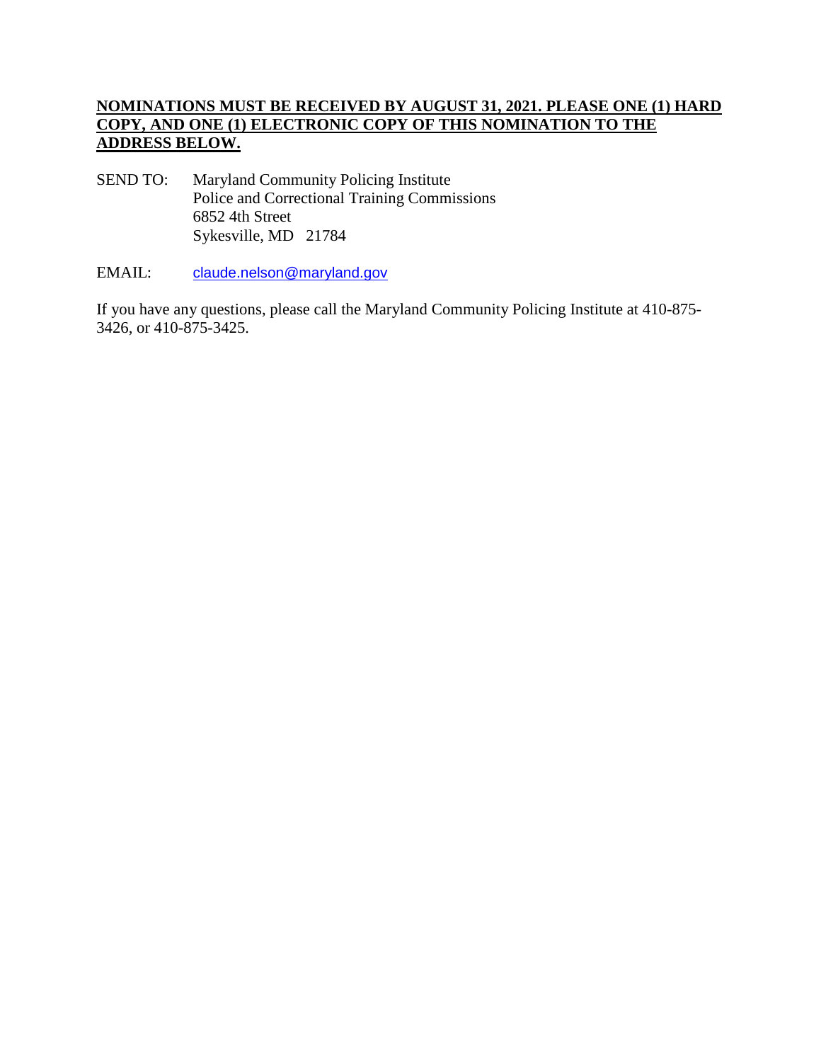**NOMINATIONS MUST BE RECEIVED BY AUGUST 31, 2021. PLEASE ONE (1) HARD COPY, AND ONE (1) ELECTRONIC COPY OF THIS NOMINATION TO THE ADDRESS BELOW.**

SEND TO: Maryland Community Policing Institute
Police and Correctional Training Commissions
6852 4th Street
Sykesville, MD 21784

EMAIL: claude.nelson@maryland.gov

If you have any questions, please call the Maryland Community Policing Institute at 410-875-3426, or 410-875-3425.